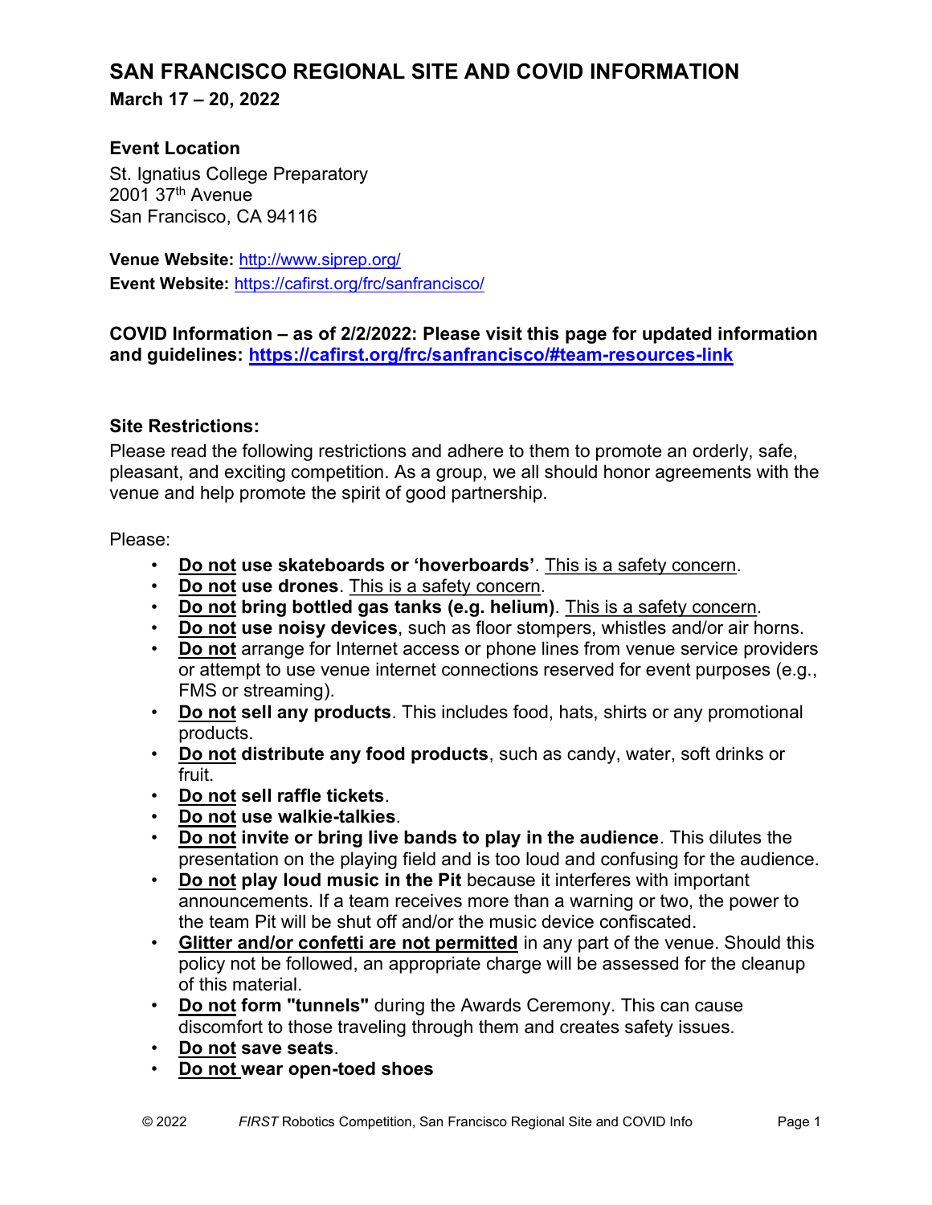# SAN FRANCISCO REGIONAL SITE AND COVID INFORMATION

**March 17 – 20, 2022**

### Event Location

St. Ignatius College Preparatory
2001 37th Avenue
San Francisco, CA 94116

**Venue Website:** http://www.siprep.org/
**Event Website:** https://cafirst.org/frc/sanfrancisco/

**COVID Information – as of 2/2/2022: Please visit this page for updated information and guidelines: https://cafirst.org/frc/sanfrancisco/#team-resources-link**

### Site Restrictions:

Please read the following restrictions and adhere to them to promote an orderly, safe, pleasant, and exciting competition. As a group, we all should honor agreements with the venue and help promote the spirit of good partnership.

Please:

- **Do not use skateboards or 'hoverboards'**. This is a safety concern.
- **Do not use drones**. This is a safety concern.
- **Do not bring bottled gas tanks (e.g. helium)**. This is a safety concern.
- **Do not use noisy devices**, such as floor stompers, whistles and/or air horns.
- **Do not** arrange for Internet access or phone lines from venue service providers or attempt to use venue internet connections reserved for event purposes (e.g., FMS or streaming).
- **Do not sell any products**. This includes food, hats, shirts or any promotional products.
- **Do not distribute any food products**, such as candy, water, soft drinks or fruit.
- **Do not sell raffle tickets**.
- **Do not use walkie-talkies**.
- **Do not invite or bring live bands to play in the audience**. This dilutes the presentation on the playing field and is too loud and confusing for the audience.
- **Do not play loud music in the Pit** because it interferes with important announcements. If a team receives more than a warning or two, the power to the team Pit will be shut off and/or the music device confiscated.
- **Glitter and/or confetti are not permitted** in any part of the venue. Should this policy not be followed, an appropriate charge will be assessed for the cleanup of this material.
- **Do not form "tunnels"** during the Awards Ceremony. This can cause discomfort to those traveling through them and creates safety issues.
- **Do not save seats**.
- **Do not wear open-toed shoes**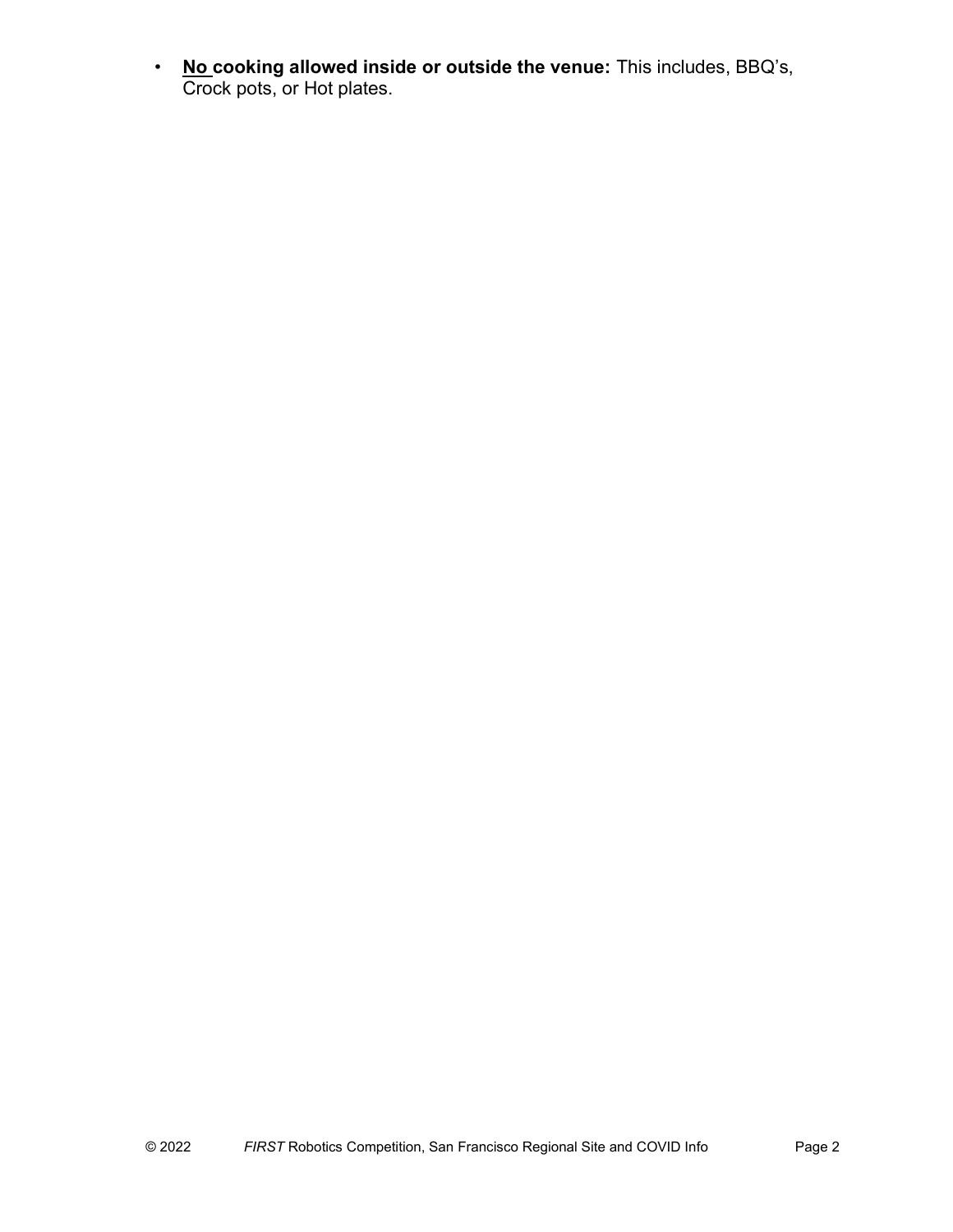- **<u>No</u> cooking allowed inside or outside the venue:** This includes, BBQ's, Crock pots, or Hot plates.